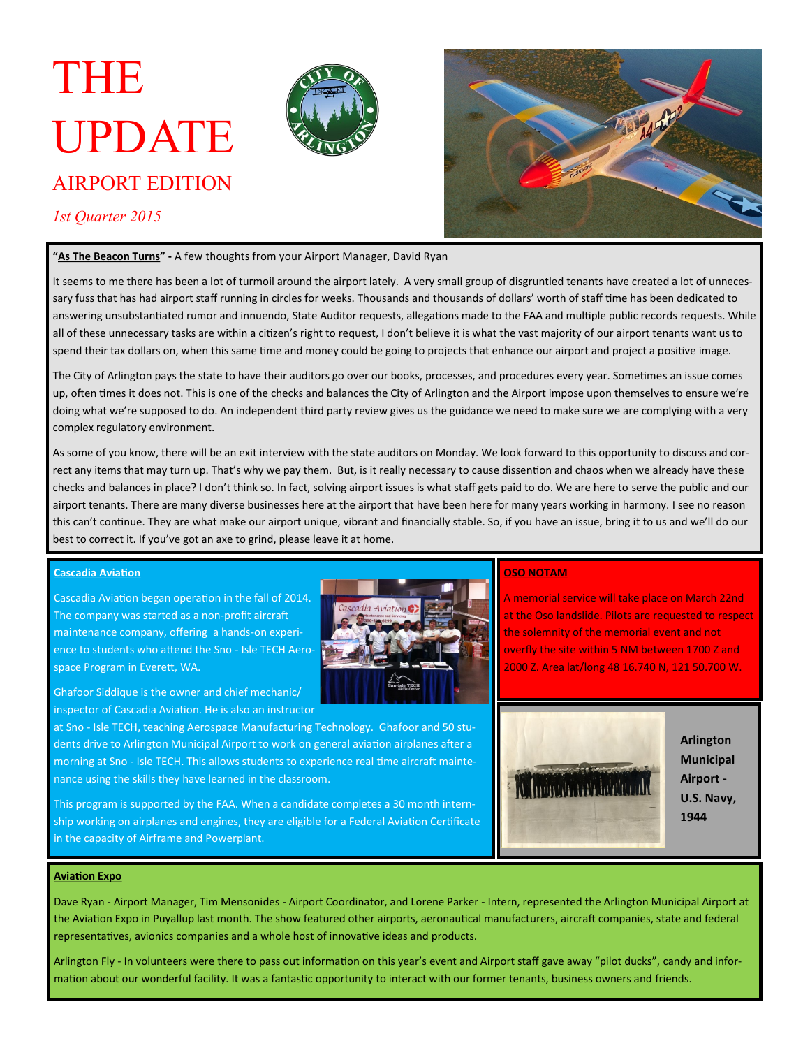# THE UPDATE

## AIRPORT EDITION

*1st Quarter 2015*

**"As The Beacon Turns" -** A few thoughts from your Airport Manager, David Ryan

It seems to me there has been a lot of turmoil around the airport lately. A very small group of disgruntled tenants have created a lot of unnecessary fuss that has had airport staff running in circles for weeks. Thousands and thousands of dollars' worth of staff time has been dedicated to answering unsubstantiated rumor and innuendo, State Auditor requests, allegations made to the FAA and multiple public records requests. While all of these unnecessary tasks are within a citizen's right to request, I don't believe it is what the vast majority of our airport tenants want us to spend their tax dollars on, when this same time and money could be going to projects that enhance our airport and project a positive image.

The City of Arlington pays the state to have their auditors go over our books, processes, and procedures every year. Sometimes an issue comes up, often times it does not. This is one of the checks and balances the City of Arlington and the Airport impose upon themselves to ensure we're doing what we're supposed to do. An independent third party review gives us the guidance we need to make sure we are complying with a very complex regulatory environment.

As some of you know, there will be an exit interview with the state auditors on Monday. We look forward to this opportunity to discuss and correct any items that may turn up. That's why we pay them. But, is it really necessary to cause dissention and chaos when we already have these checks and balances in place? I don't think so. In fact, solving airport issues is what staff gets paid to do. We are here to serve the public and our airport tenants. There are many diverse businesses here at the airport that have been here for many years working in harmony. I see no reason this can't continue. They are what make our airport unique, vibrant and financially stable. So, if you have an issue, bring it to us and we'll do our best to correct it. If you've got an axe to grind, please leave it at home.

**Cascadia Aviation**

Cascadia Aviation began operation in the fall of 2014. The company was started as a non-profit aircraft maintenance company, offering a hands-on experience to students who attend the Sno - Isle TECH Aerospace Program in Everett, WA.

Ghafoor Siddique is the owner and chief mechanic/inspector of Cascadia Aviation. He is also an instructor at Sno - Isle TECH, teaching Aerospace Manufacturing Technology. Ghafoor and 50 students drive to Arlington Municipal Airport to work on general aviation airplanes after a morning at Sno - Isle TECH. This allows students to experience real time aircraft maintenance using the skills they have learned in the classroom.

This program is supported by the FAA. When a candidate completes a 30 month internship working on airplanes and engines, they are eligible for a Federal Aviation Certificate in the capacity of Airframe and Powerplant.

**OSO NOTAM**

A memorial service will take place on March 22nd at the Oso landslide. Pilots are requested to respect the solemnity of the memorial event and not overfly the site within 5 NM between 1700 Z and 2000 Z. Area lat/long 48 16.740 N, 121 50.700 W.

**Arlington Municipal Airport - U.S. Navy, 1944**

**Aviation Expo**

Dave Ryan - Airport Manager, Tim Mensonides - Airport Coordinator, and Lorene Parker - Intern, represented the Arlington Municipal Airport at the Aviation Expo in Puyallup last month. The show featured other airports, aeronautical manufacturers, aircraft companies, state and federal representatives, avionics companies and a whole host of innovative ideas and products.

Arlington Fly - In volunteers were there to pass out information on this year's event and Airport staff gave away "pilot ducks", candy and information about our wonderful facility. It was a fantastic opportunity to interact with our former tenants, business owners and friends.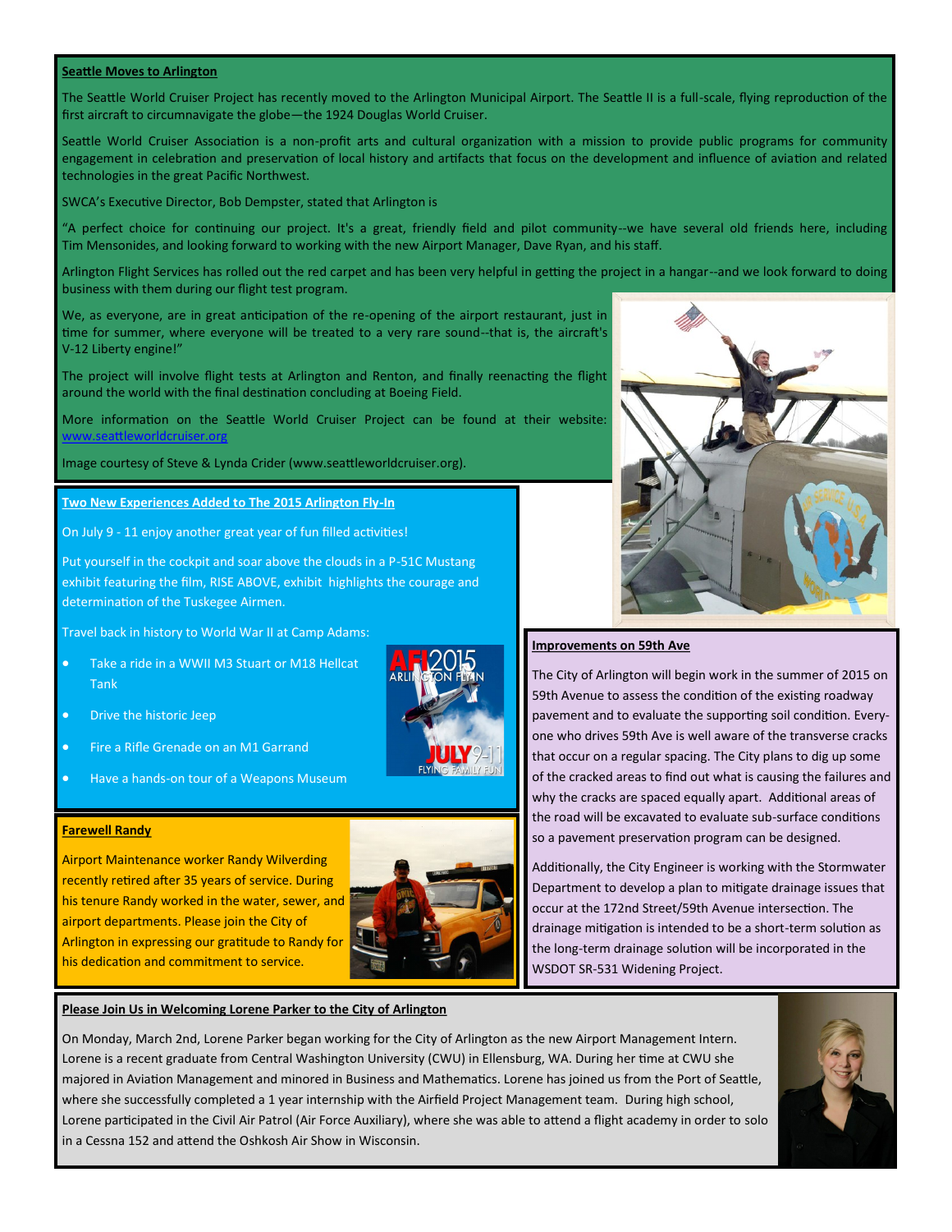**Seattle Moves to Arlington**

The Seattle World Cruiser Project has recently moved to the Arlington Municipal Airport. The Seattle II is a full-scale, flying reproduction of the first aircraft to circumnavigate the globe—the 1924 Douglas World Cruiser.

Seattle World Cruiser Association is a non-profit arts and cultural organization with a mission to provide public programs for community engagement in celebration and preservation of local history and artifacts that focus on the development and influence of aviation and related technologies in the great Pacific Northwest.

SWCA's Executive Director, Bob Dempster, stated that Arlington is

"A perfect choice for continuing our project. It's a great, friendly field and pilot community--we have several old friends here, including Tim Mensonides, and looking forward to working with the new Airport Manager, Dave Ryan, and his staff.

Arlington Flight Services has rolled out the red carpet and has been very helpful in getting the project in a hangar--and we look forward to doing business with them during our flight test program.

We, as everyone, are in great anticipation of the re-opening of the airport restaurant, just in time for summer, where everyone will be treated to a very rare sound--that is, the aircraft's V-12 Liberty engine!"

The project will involve flight tests at Arlington and Renton, and finally reenacting the flight around the world with the final destination concluding at Boeing Field.

More information on the Seattle World Cruiser Project can be found at their website: www.seattleworldcruiser.org

Image courtesy of Steve & Lynda Crider (www.seattleworldcruiser.org).

**Two New Experiences Added to The 2015 Arlington Fly-In**

On July 9 - 11 enjoy another great year of fun filled activities!

Put yourself in the cockpit and soar above the clouds in a P-51C Mustang exhibit featuring the film, RISE ABOVE, exhibit highlights the courage and determination of the Tuskegee Airmen.

Travel back in history to World War II at Camp Adams:

- Take a ride in a WWII M3 Stuart or M18 Hellcat Tank
- Drive the historic Jeep
- Fire a Rifle Grenade on an M1 Garrand
- Have a hands-on tour of a Weapons Museum

AFI 2015 ARLINGTON FLY-IN JULY 9-11 FLYING FAMILY FUN

**Farewell Randy**

Airport Maintenance worker Randy Wilverding recently retired after 35 years of service. During his tenure Randy worked in the water, sewer, and airport departments. Please join the City of Arlington in expressing our gratitude to Randy for his dedication and commitment to service.

**Improvements on 59th Ave**

The City of Arlington will begin work in the summer of 2015 on 59th Avenue to assess the condition of the existing roadway pavement and to evaluate the supporting soil condition. Everyone who drives 59th Ave is well aware of the transverse cracks that occur on a regular spacing. The City plans to dig up some of the cracked areas to find out what is causing the failures and why the cracks are spaced equally apart. Additional areas of the road will be excavated to evaluate sub-surface conditions so a pavement preservation program can be designed.

Additionally, the City Engineer is working with the Stormwater Department to develop a plan to mitigate drainage issues that occur at the 172nd Street/59th Avenue intersection. The drainage mitigation is intended to be a short-term solution as the long-term drainage solution will be incorporated in the WSDOT SR-531 Widening Project.

**Please Join Us in Welcoming Lorene Parker to the City of Arlington**

On Monday, March 2nd, Lorene Parker began working for the City of Arlington as the new Airport Management Intern. Lorene is a recent graduate from Central Washington University (CWU) in Ellensburg, WA. During her time at CWU she majored in Aviation Management and minored in Business and Mathematics. Lorene has joined us from the Port of Seattle, where she successfully completed a 1 year internship with the Airfield Project Management team. During high school, Lorene participated in the Civil Air Patrol (Air Force Auxiliary), where she was able to attend a flight academy in order to solo in a Cessna 152 and attend the Oshkosh Air Show in Wisconsin.